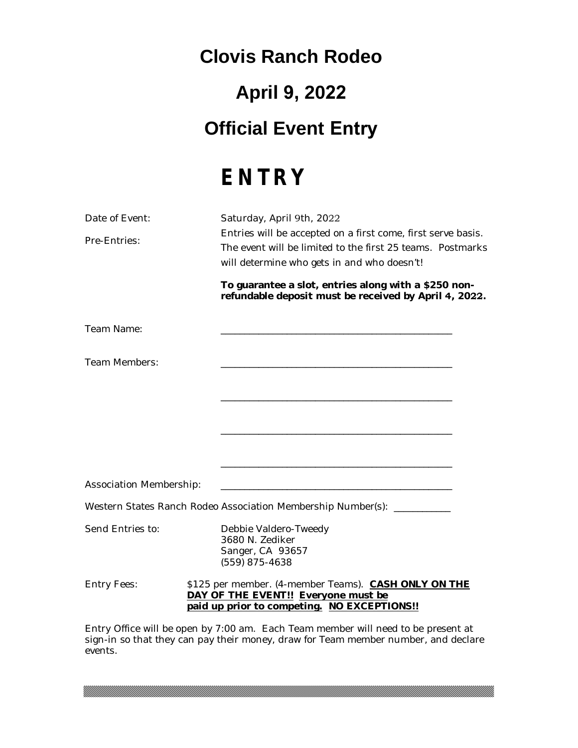# Clovis Ranch Rodeo

# April 9, 2022

# Official Event Entry

# ENTRY

Date of Event: Saturday, April 9th, 2022

Pre-Entries: Entries will be accepted on a first come, first serve basis. The event will be limited to the first 25 teams. Postmarks will determine who gets in and who doesn't!

**To guarantee a slot, entries along with a $250 non-refundable deposit must be received by April 4, 2022.**

Team Name: ____________________________________________

Team Members: ____________________________________________

____________________________________________

____________________________________________

____________________________________________

Association Membership: ____________________________________________

Western States Ranch Rodeo Association Membership Number(s): ___________

Send Entries to:

Debbie Valdero-Tweedy
3680 N. Zediker
Sanger, CA 93657
(559) 875-4638

Entry Fees: $125 per member. (4-member Teams). **CASH ONLY ON THE DAY OF THE EVENT!! Everyone must be paid up prior to competing. NO EXCEPTIONS!!**

Entry Office will be open by 7:00 am. Each Team member will need to be present at sign-in so that they can pay their money, draw for Team member number, and declare events.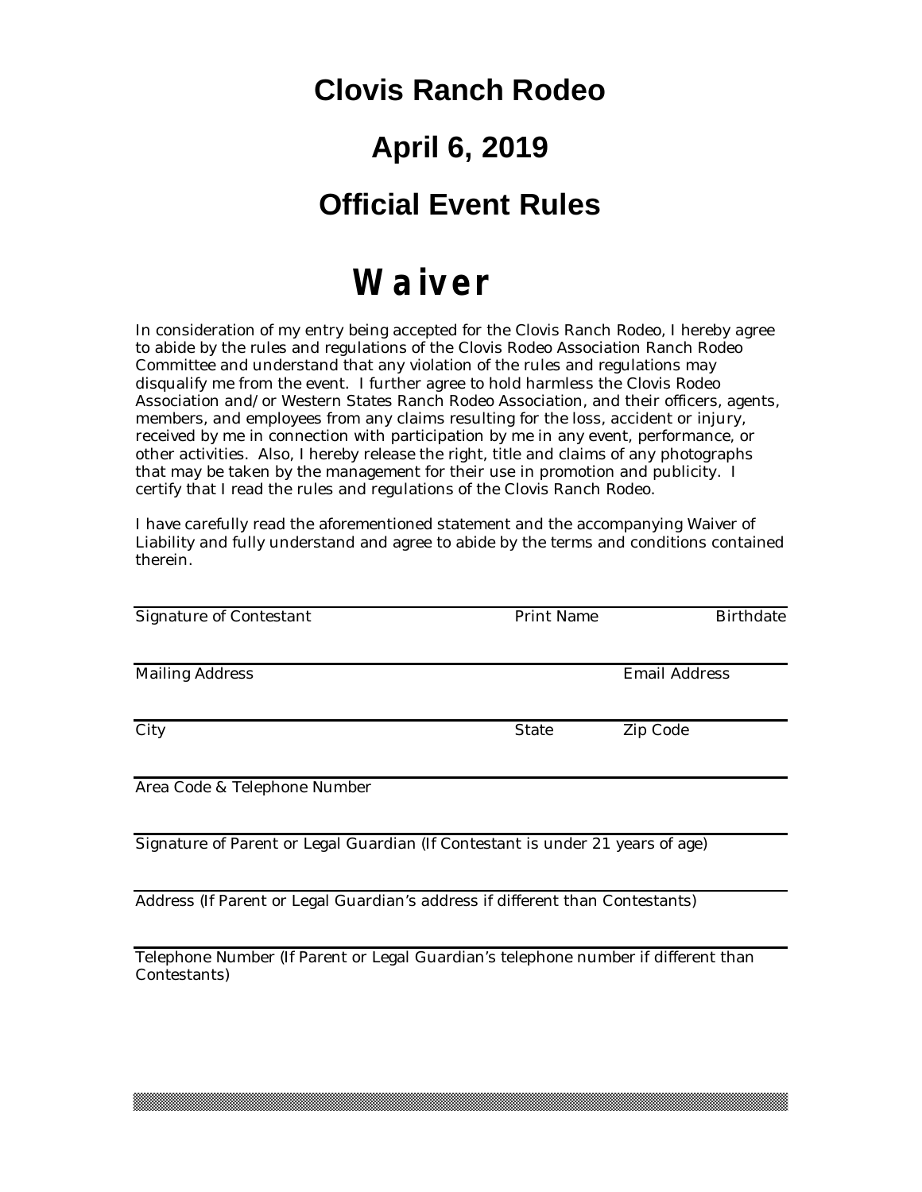# Clovis Ranch Rodeo

## April 6, 2019

## Official Event Rules

# Waiver

In consideration of my entry being accepted for the Clovis Ranch Rodeo, I hereby agree to abide by the rules and regulations of the Clovis Rodeo Association Ranch Rodeo Committee and understand that any violation of the rules and regulations may disqualify me from the event. I further agree to hold harmless the Clovis Rodeo Association and/or Western States Ranch Rodeo Association, and their officers, agents, members, and employees from any claims resulting for the loss, accident or injury, received by me in connection with participation by me in any event, performance, or other activities. Also, I hereby release the right, title and claims of any photographs that may be taken by the management for their use in promotion and publicity. I certify that I read the rules and regulations of the Clovis Ranch Rodeo.

I have carefully read the aforementioned statement and the accompanying Waiver of Liability and fully understand and agree to abide by the terms and conditions contained therein.

Signature of Contestant &nbsp;&nbsp;&nbsp;&nbsp; Print Name &nbsp;&nbsp;&nbsp;&nbsp; Birthdate

Mailing Address &nbsp;&nbsp;&nbsp;&nbsp; Email Address

City &nbsp;&nbsp;&nbsp;&nbsp; State &nbsp;&nbsp;&nbsp;&nbsp; Zip Code

Area Code & Telephone Number

Signature of Parent or Legal Guardian (If Contestant is under 21 years of age)

Address (If Parent or Legal Guardian's address if different than Contestants)

Telephone Number (If Parent or Legal Guardian's telephone number if different than Contestants)